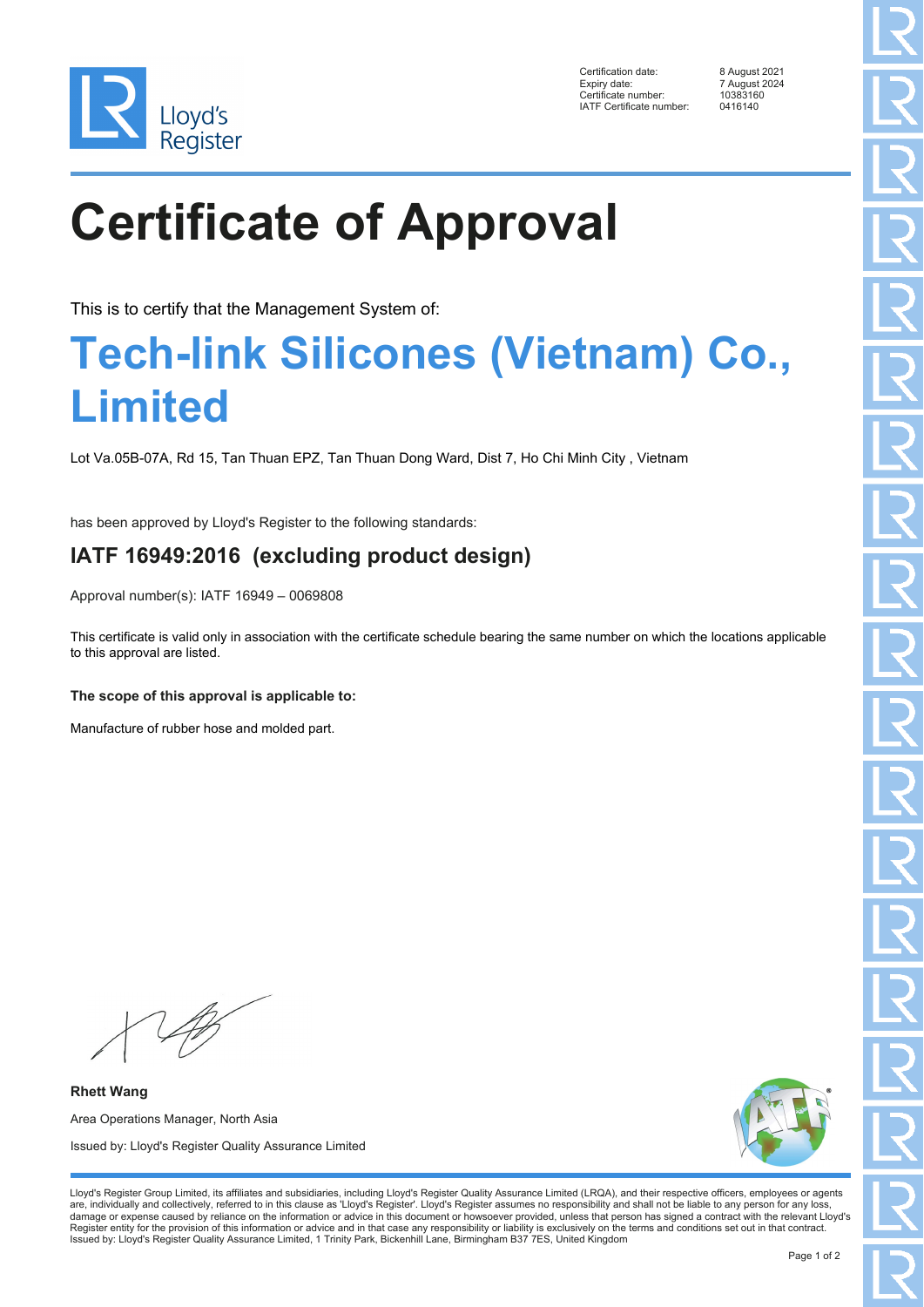Lloyd's Register

| | |
|---|---|
| Certification date: | 8 August 2021 |
| Expiry date: | 7 August 2024 |
| Certificate number: | 10383160 |
| IATF Certificate number: | 0416140 |

# Certificate of Approval

This is to certify that the Management System of:

## Tech-link Silicones (Vietnam) Co., Limited

Lot Va.05B-07A, Rd 15, Tan Thuan EPZ, Tan Thuan Dong Ward, Dist 7, Ho Chi Minh City , Vietnam

has been approved by Lloyd's Register to the following standards:

### IATF 16949:2016 (excluding product design)

Approval number(s): IATF 16949 – 0069808

This certificate is valid only in association with the certificate schedule bearing the same number on which the locations applicable to this approval are listed.

**The scope of this approval is applicable to:**

Manufacture of rubber hose and molded part.

**Rhett Wang**

Area Operations Manager, North Asia

Issued by: Lloyd's Register Quality Assurance Limited

Lloyd's Register Group Limited, its affiliates and subsidiaries, including Lloyd's Register Quality Assurance Limited (LRQA), and their respective officers, employees or agents are, individually and collectively, referred to in this clause as 'Lloyd's Register'. Lloyd's Register assumes no responsibility and shall not be liable to any person for any loss, damage or expense caused by reliance on the information or advice in this document or howsoever provided, unless that person has signed a contract with the relevant Lloyd's Register entity for the provision of this information or advice and in that case any responsibility or liability is exclusively on the terms and conditions set out in that contract.
Issued by: Lloyd's Register Quality Assurance Limited, 1 Trinity Park, Bickenhill Lane, Birmingham B37 7ES, United Kingdom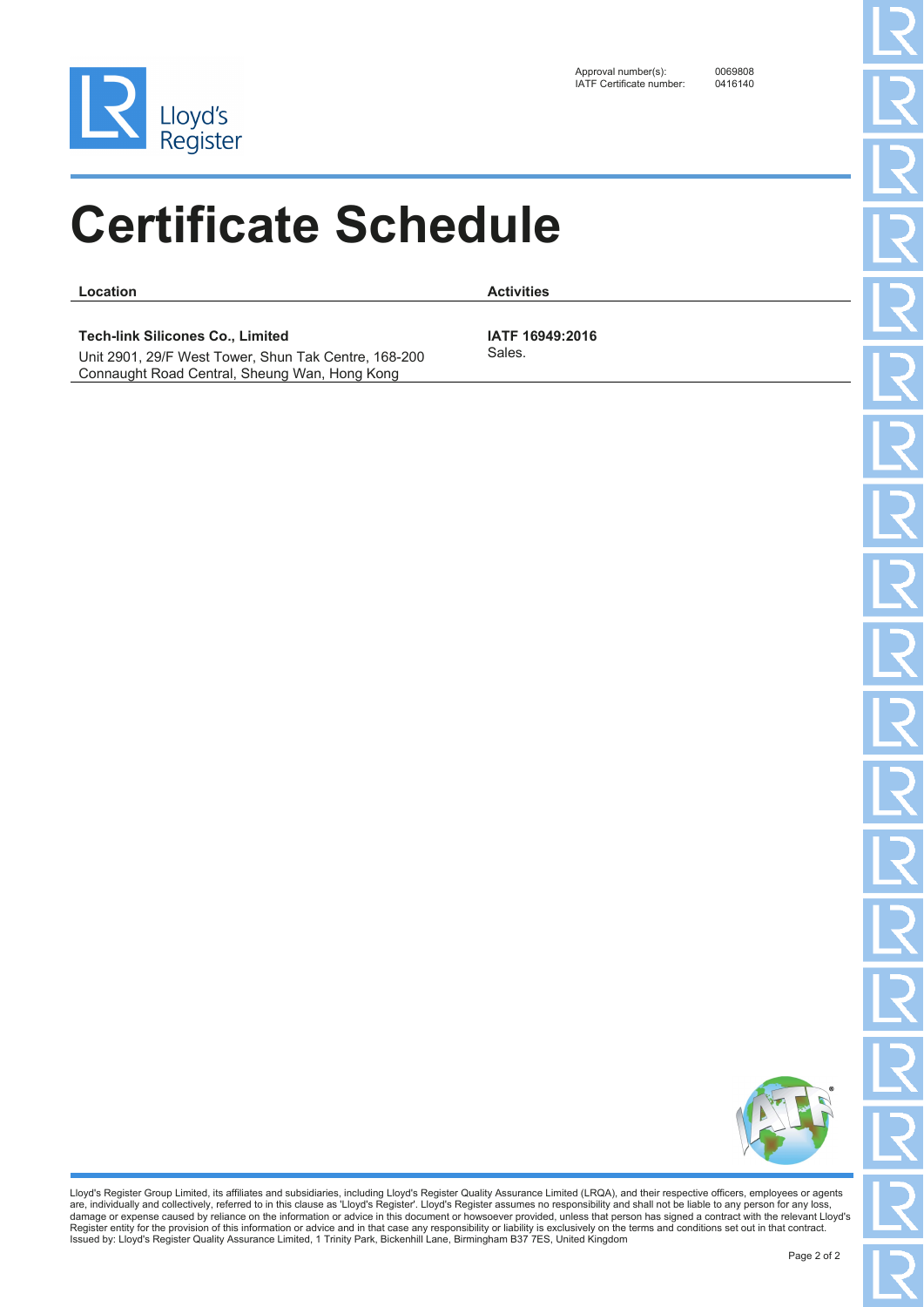Approval number(s): 0069808
IATF Certificate number: 0416140

# Certificate Schedule

| Location | Activities |
| --- | --- |
| **Tech-link Silicones Co., Limited**<br>Unit 2901, 29/F West Tower, Shun Tak Centre, 168-200 Connaught Road Central, Sheung Wan, Hong Kong | **IATF 16949:2016**<br>Sales. |

Lloyd's Register Group Limited, its affiliates and subsidiaries, including Lloyd's Register Quality Assurance Limited (LRQA), and their respective officers, employees or agents are, individually and collectively, referred to in this clause as 'Lloyd's Register'. Lloyd's Register assumes no responsibility and shall not be liable to any person for any loss, damage or expense caused by reliance on the information or advice in this document or howsoever provided, unless that person has signed a contract with the relevant Lloyd's Register entity for the provision of this information or advice and in that case any responsibility or liability is exclusively on the terms and conditions set out in that contract.
Issued by: Lloyd's Register Quality Assurance Limited, 1 Trinity Park, Bickenhill Lane, Birmingham B37 7ES, United Kingdom